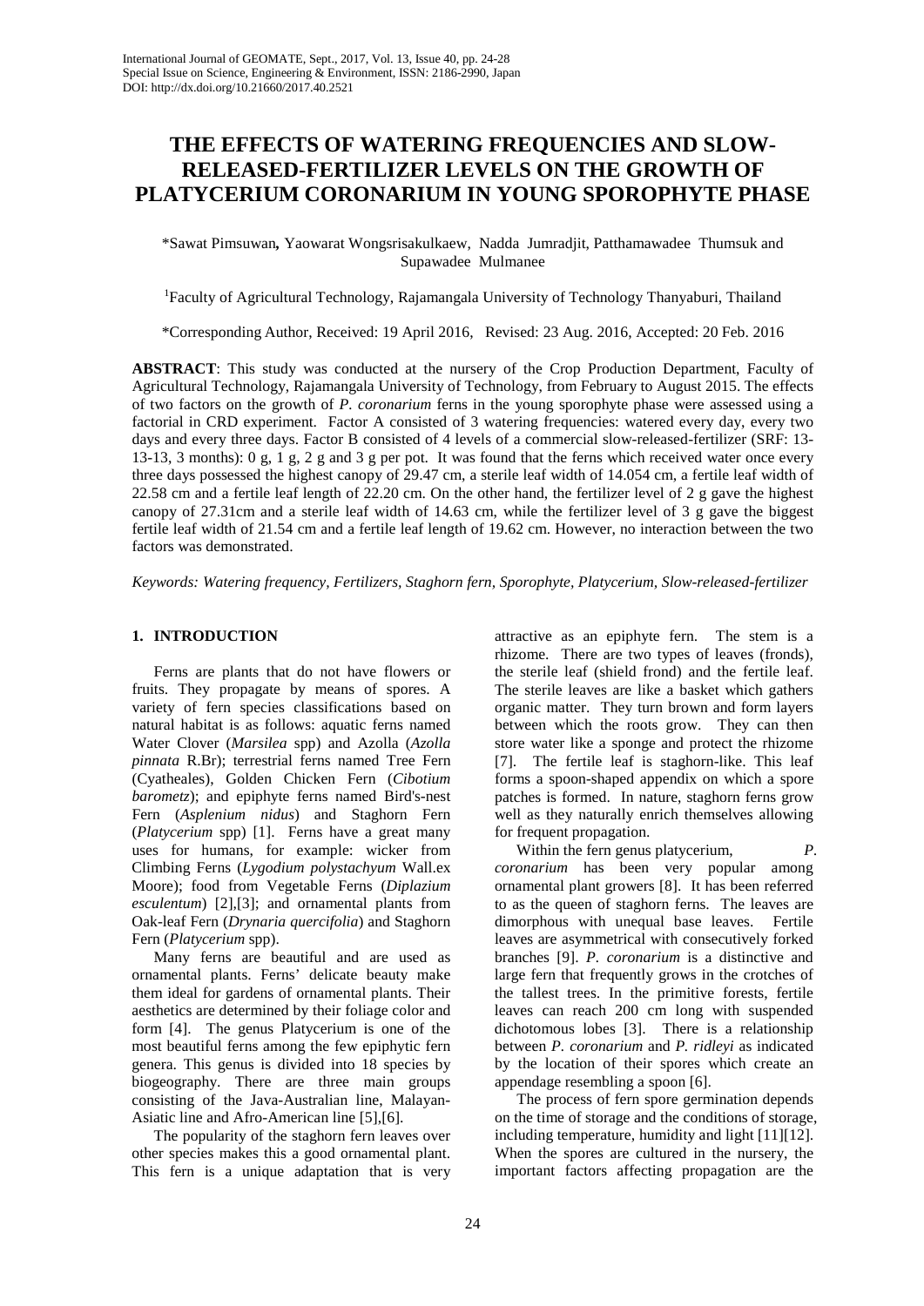# THE EFFECTS OF WATERING FREQUENCIES AND SLOW-RELEASED-FERTILIZER LEVELS ON THE GROWTH OF PLATYCERIUM CORONARIUM IN YOUNG SPOROPHYTE PHASE

*Sawat Pimsuwan, Yaowarat Wongsrisakulkaew, Nadda Jumradjit, Patthamawadee Thumsuk and Supawadee Mulmanee

[1]Faculty of Agricultural Technology, Rajamangala University of Technology Thanyaburi, Thailand

*Corresponding Author, Received: 19 April 2016, Revised: 23 Aug. 2016, Accepted: 20 Feb. 2016

**ABSTRACT**: This study was conducted at the nursery of the Crop Production Department, Faculty of Agricultural Technology, Rajamangala University of Technology, from February to August 2015. The effects of two factors on the growth of *P. coronarium* ferns in the young sporophyte phase were assessed using a factorial in CRD experiment. Factor A consisted of 3 watering frequencies: watered every day, every two days and every three days. Factor B consisted of 4 levels of a commercial slow-released-fertilizer (SRF: 13-13-13, 3 months): 0 g, 1 g, 2 g and 3 g per pot. It was found that the ferns which received water once every three days possessed the highest canopy of 29.47 cm, a sterile leaf width of 14.054 cm, a fertile leaf width of 22.58 cm and a fertile leaf length of 22.20 cm. On the other hand, the fertilizer level of 2 g gave the highest canopy of 27.31cm and a sterile leaf width of 14.63 cm, while the fertilizer level of 3 g gave the biggest fertile leaf width of 21.54 cm and a fertile leaf length of 19.62 cm. However, no interaction between the two factors was demonstrated.

*Keywords: Watering frequency, Fertilizers, Staghorn fern, Sporophyte, Platycerium, Slow-released-fertilizer*

## 1. INTRODUCTION

Ferns are plants that do not have flowers or fruits. They propagate by means of spores. A variety of fern species classifications based on natural habitat is as follows: aquatic ferns named Water Clover (*Marsilea* spp) and Azolla (*Azolla pinnata* R.Br); terrestrial ferns named Tree Fern (Cyatheales), Golden Chicken Fern (*Cibotium barometz*); and epiphyte ferns named Bird's-nest Fern (*Asplenium nidus*) and Staghorn Fern (*Platycerium* spp) [1]. Ferns have a great many uses for humans, for example: wicker from Climbing Ferns (*Lygodium polystachyum* Wall.ex Moore); food from Vegetable Ferns (*Diplazium esculentum*) [2],[3]; and ornamental plants from Oak-leaf Fern (*Drynaria quercifolia*) and Staghorn Fern (*Platycerium* spp).

Many ferns are beautiful and are used as ornamental plants. Ferns' delicate beauty make them ideal for gardens of ornamental plants. Their aesthetics are determined by their foliage color and form [4]. The genus Platycerium is one of the most beautiful ferns among the few epiphytic fern genera. This genus is divided into 18 species by biogeography. There are three main groups consisting of the Java-Australian line, Malayan-Asiatic line and Afro-American line [5],[6].

The popularity of the staghorn fern leaves over other species makes this a good ornamental plant. This fern is a unique adaptation that is very attractive as an epiphyte fern. The stem is a rhizome. There are two types of leaves (fronds), the sterile leaf (shield frond) and the fertile leaf. The sterile leaves are like a basket which gathers organic matter. They turn brown and form layers between which the roots grow. They can then store water like a sponge and protect the rhizome [7]. The fertile leaf is staghorn-like. This leaf forms a spoon-shaped appendix on which a spore patches is formed. In nature, staghorn ferns grow well as they naturally enrich themselves allowing for frequent propagation.

Within the fern genus platycerium, *P. coronarium* has been very popular among ornamental plant growers [8]. It has been referred to as the queen of staghorn ferns. The leaves are dimorphous with unequal base leaves. Fertile leaves are asymmetrical with consecutively forked branches [9]. *P. coronarium* is a distinctive and large fern that frequently grows in the crotches of the tallest trees. In the primitive forests, fertile leaves can reach 200 cm long with suspended dichotomous lobes [3]. There is a relationship between *P. coronarium* and *P. ridleyi* as indicated by the location of their spores which create an appendage resembling a spoon [6].

The process of fern spore germination depends on the time of storage and the conditions of storage, including temperature, humidity and light [11][12]. When the spores are cultured in the nursery, the important factors affecting propagation are the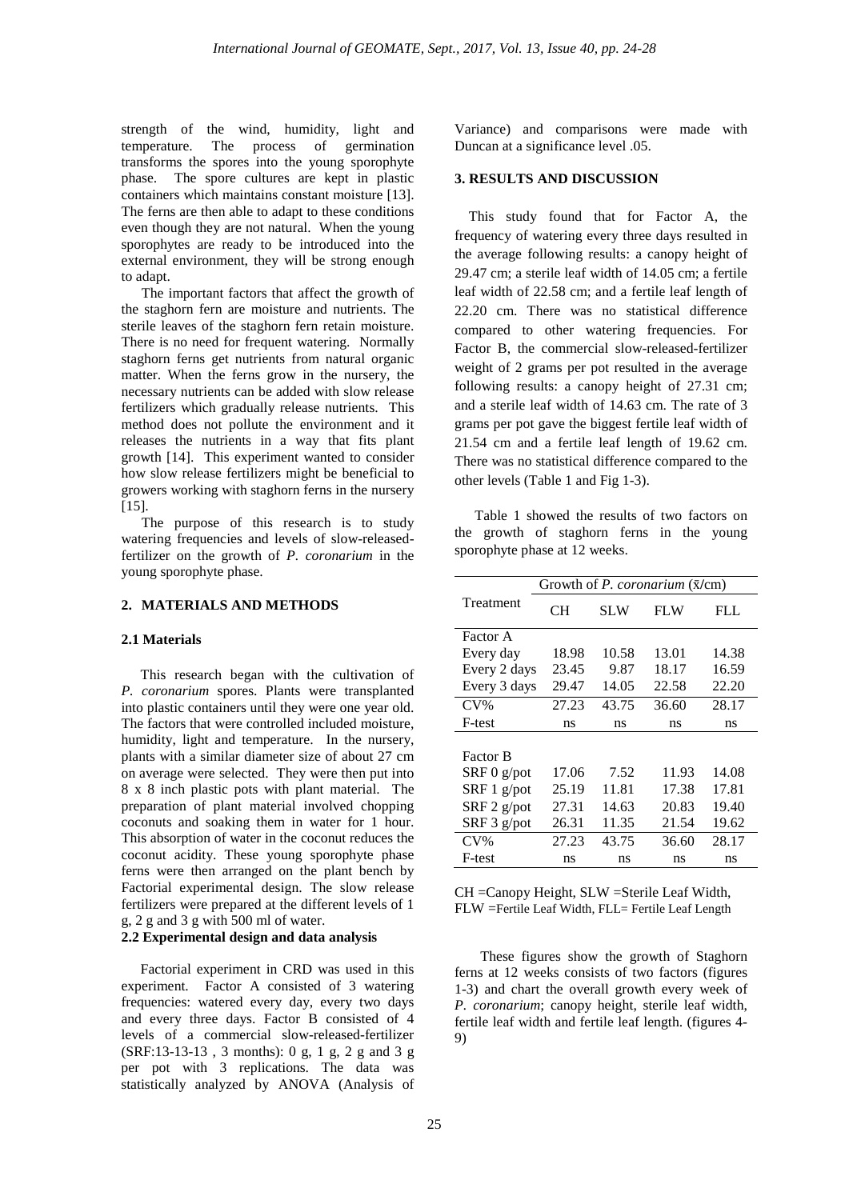strength of the wind, humidity, light and temperature. The process of germination transforms the spores into the young sporophyte phase. The spore cultures are kept in plastic containers which maintains constant moisture [13]. The ferns are then able to adapt to these conditions even though they are not natural. When the young sporophytes are ready to be introduced into the external environment, they will be strong enough to adapt.

The important factors that affect the growth of the staghorn fern are moisture and nutrients. The sterile leaves of the staghorn fern retain moisture. There is no need for frequent watering. Normally staghorn ferns get nutrients from natural organic matter. When the ferns grow in the nursery, the necessary nutrients can be added with slow release fertilizers which gradually release nutrients. This method does not pollute the environment and it releases the nutrients in a way that fits plant growth [14]. This experiment wanted to consider how slow release fertilizers might be beneficial to growers working with staghorn ferns in the nursery [15].

The purpose of this research is to study watering frequencies and levels of slow-released-fertilizer on the growth of *P. coronarium* in the young sporophyte phase.

## 2. MATERIALS AND METHODS

### 2.1 Materials

This research began with the cultivation of *P. coronarium* spores. Plants were transplanted into plastic containers until they were one year old. The factors that were controlled included moisture, humidity, light and temperature. In the nursery, plants with a similar diameter size of about 27 cm on average were selected. They were then put into 8 x 8 inch plastic pots with plant material. The preparation of plant material involved chopping coconuts and soaking them in water for 1 hour. This absorption of water in the coconut reduces the coconut acidity. These young sporophyte phase ferns were then arranged on the plant bench by Factorial experimental design. The slow release fertilizers were prepared at the different levels of 1 g, 2 g and 3 g with 500 ml of water.

### 2.2 Experimental design and data analysis

Factorial experiment in CRD was used in this experiment. Factor A consisted of 3 watering frequencies: watered every day, every two days and every three days. Factor B consisted of 4 levels of a commercial slow-released-fertilizer (SRF:13-13-13 , 3 months): 0 g, 1 g, 2 g and 3 g per pot with 3 replications. The data was statistically analyzed by ANOVA (Analysis of Variance) and comparisons were made with Duncan at a significance level .05.

## 3. RESULTS AND DISCUSSION

This study found that for Factor A, the frequency of watering every three days resulted in the average following results: a canopy height of 29.47 cm; a sterile leaf width of 14.05 cm; a fertile leaf width of 22.58 cm; and a fertile leaf length of 22.20 cm. There was no statistical difference compared to other watering frequencies. For Factor B, the commercial slow-released-fertilizer weight of 2 grams per pot resulted in the average following results: a canopy height of 27.31 cm; and a sterile leaf width of 14.63 cm. The rate of 3 grams per pot gave the biggest fertile leaf width of 21.54 cm and a fertile leaf length of 19.62 cm. There was no statistical difference compared to the other levels (Table 1 and Fig 1-3).

Table 1 showed the results of two factors on the growth of staghorn ferns in the young sporophyte phase at 12 weeks.

| Treatment | Growth of *P. coronarium* ($\bar{x}$/cm) | | | |
|---|---|---|---|---|
| | CH | SLW | FLW | FLL |
| Factor A | | | | |
| Every day | 18.98 | 10.58 | 13.01 | 14.38 |
| Every 2 days | 23.45 | 9.87 | 18.17 | 16.59 |
| Every 3 days | 29.47 | 14.05 | 22.58 | 22.20 |
| CV% | 27.23 | 43.75 | 36.60 | 28.17 |
| F-test | ns | ns | ns | ns |
| Factor B | | | | |
| SRF 0 g/pot | 17.06 | 7.52 | 11.93 | 14.08 |
| SRF 1 g/pot | 25.19 | 11.81 | 17.38 | 17.81 |
| SRF 2 g/pot | 27.31 | 14.63 | 20.83 | 19.40 |
| SRF 3 g/pot | 26.31 | 11.35 | 21.54 | 19.62 |
| CV% | 27.23 | 43.75 | 36.60 | 28.17 |
| F-test | ns | ns | ns | ns |

CH =Canopy Height, SLW =Sterile Leaf Width, FLW =Fertile Leaf Width, FLL= Fertile Leaf Length

These figures show the growth of Staghorn ferns at 12 weeks consists of two factors (figures 1-3) and chart the overall growth every week of *P. coronarium*; canopy height, sterile leaf width, fertile leaf width and fertile leaf length. (figures 4-9)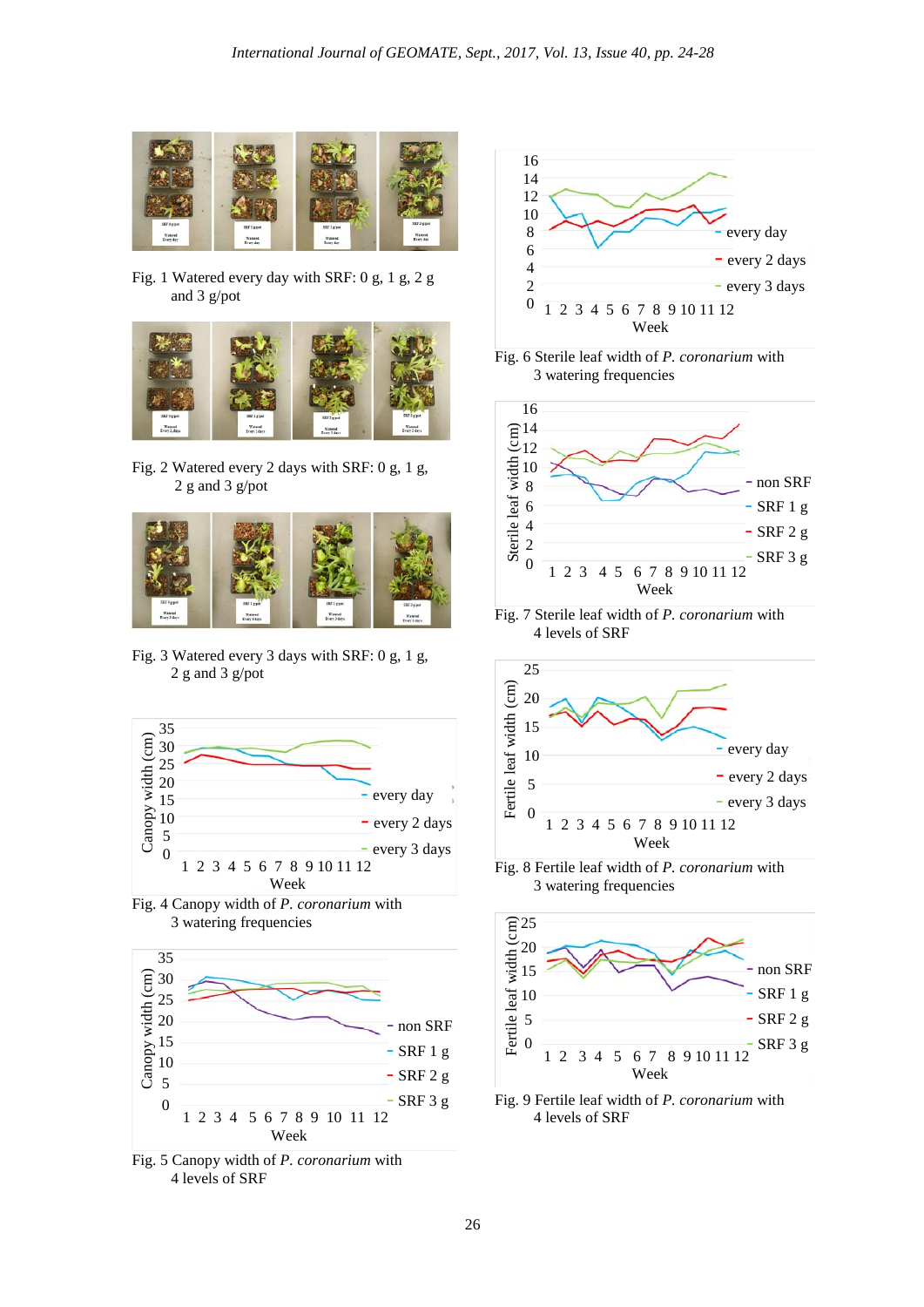Fig. 1 Watered every day with SRF: 0 g, 1 g, 2 g and 3 g/pot

Fig. 2 Watered every 2 days with SRF: 0 g, 1 g, 2 g and 3 g/pot

Fig. 3 Watered every 3 days with SRF: 0 g, 1 g, 2 g and 3 g/pot

Fig. 4 Canopy width of *P. coronarium* with 3 watering frequencies

Fig. 5 Canopy width of *P. coronarium* with 4 levels of SRF

Fig. 6 Sterile leaf width of *P. coronarium* with 3 watering frequencies

Fig. 7 Sterile leaf width of *P. coronarium* with 4 levels of SRF

Fig. 8 Fertile leaf width of *P. coronarium* with 3 watering frequencies

Fig. 9 Fertile leaf width of *P. coronarium* with 4 levels of SRF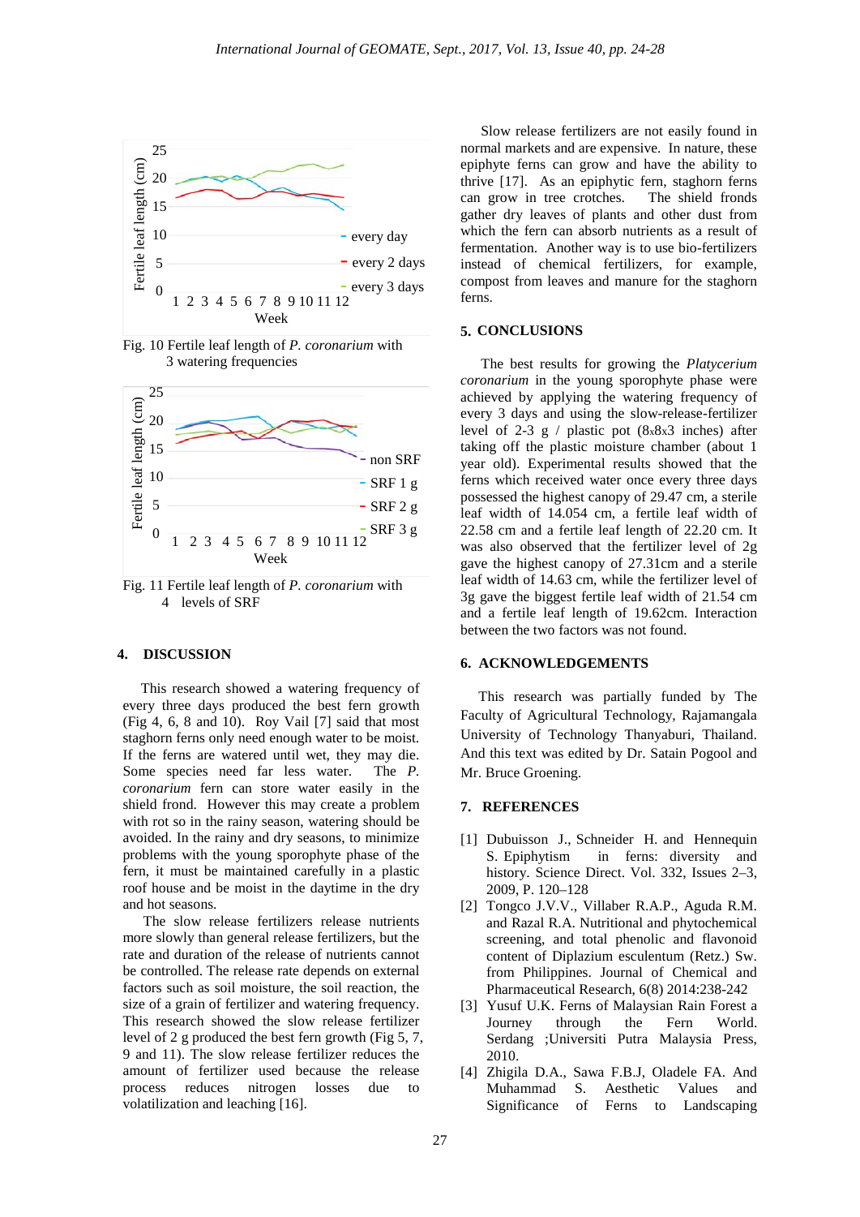Fig. 10 Fertile leaf length of *P. coronarium* with 3 watering frequencies

Fig. 11 Fertile leaf length of *P. coronarium* with 4 levels of SRF

## 4. DISCUSSION

This research showed a watering frequency of every three days produced the best fern growth (Fig 4, 6, 8 and 10). Roy Vail [7] said that most staghorn ferns only need enough water to be moist. If the ferns are watered until wet, they may die. Some species need far less water. The *P. coronarium* fern can store water easily in the shield frond. However this may create a problem with rot so in the rainy season, watering should be avoided. In the rainy and dry seasons, to minimize problems with the young sporophyte phase of the fern, it must be maintained carefully in a plastic roof house and be moist in the daytime in the dry and hot seasons.

The slow release fertilizers release nutrients more slowly than general release fertilizers, but the rate and duration of the release of nutrients cannot be controlled. The release rate depends on external factors such as soil moisture, the soil reaction, the size of a grain of fertilizer and watering frequency. This research showed the slow release fertilizer level of 2 g produced the best fern growth (Fig 5, 7, 9 and 11). The slow release fertilizer reduces the amount of fertilizer used because the release process reduces nitrogen losses due to volatilization and leaching [16].

Slow release fertilizers are not easily found in normal markets and are expensive. In nature, these epiphyte ferns can grow and have the ability to thrive [17]. As an epiphytic fern, staghorn ferns can grow in tree crotches. The shield fronds gather dry leaves of plants and other dust from which the fern can absorb nutrients as a result of fermentation. Another way is to use bio-fertilizers instead of chemical fertilizers, for example, compost from leaves and manure for the staghorn ferns.

## 5. CONCLUSIONS

The best results for growing the *Platycerium coronarium* in the young sporophyte phase were achieved by applying the watering frequency of every 3 days and using the slow-release-fertilizer level of 2-3 g / plastic pot (8x8x3 inches) after taking off the plastic moisture chamber (about 1 year old). Experimental results showed that the ferns which received water once every three days possessed the highest canopy of 29.47 cm, a sterile leaf width of 14.054 cm, a fertile leaf width of 22.58 cm and a fertile leaf length of 22.20 cm. It was also observed that the fertilizer level of 2g gave the highest canopy of 27.31cm and a sterile leaf width of 14.63 cm, while the fertilizer level of 3g gave the biggest fertile leaf width of 21.54 cm and a fertile leaf length of 19.62cm. Interaction between the two factors was not found.

## 6. ACKNOWLEDGEMENTS

This research was partially funded by The Faculty of Agricultural Technology, Rajamangala University of Technology Thanyaburi, Thailand. And this text was edited by Dr. Satain Pogool and Mr. Bruce Groening.

## 7. REFERENCES

[1] Dubuisson J., Schneider H. and Hennequin S. Epiphytism in ferns: diversity and history. Science Direct. Vol. 332, Issues 2–3, 2009, P. 120–128

[2] Tongco J.V.V., Villaber R.A.P., Aguda R.M. and Razal R.A. Nutritional and phytochemical screening, and total phenolic and flavonoid content of Diplazium esculentum (Retz.) Sw. from Philippines. Journal of Chemical and Pharmaceutical Research, 6(8) 2014:238-242

[3] Yusuf U.K. Ferns of Malaysian Rain Forest a Journey through the Fern World. Serdang ;Universiti Putra Malaysia Press, 2010.

[4] Zhigila D.A., Sawa F.B.J, Oladele FA. And Muhammad S. Aesthetic Values and Significance of Ferns to Landscaping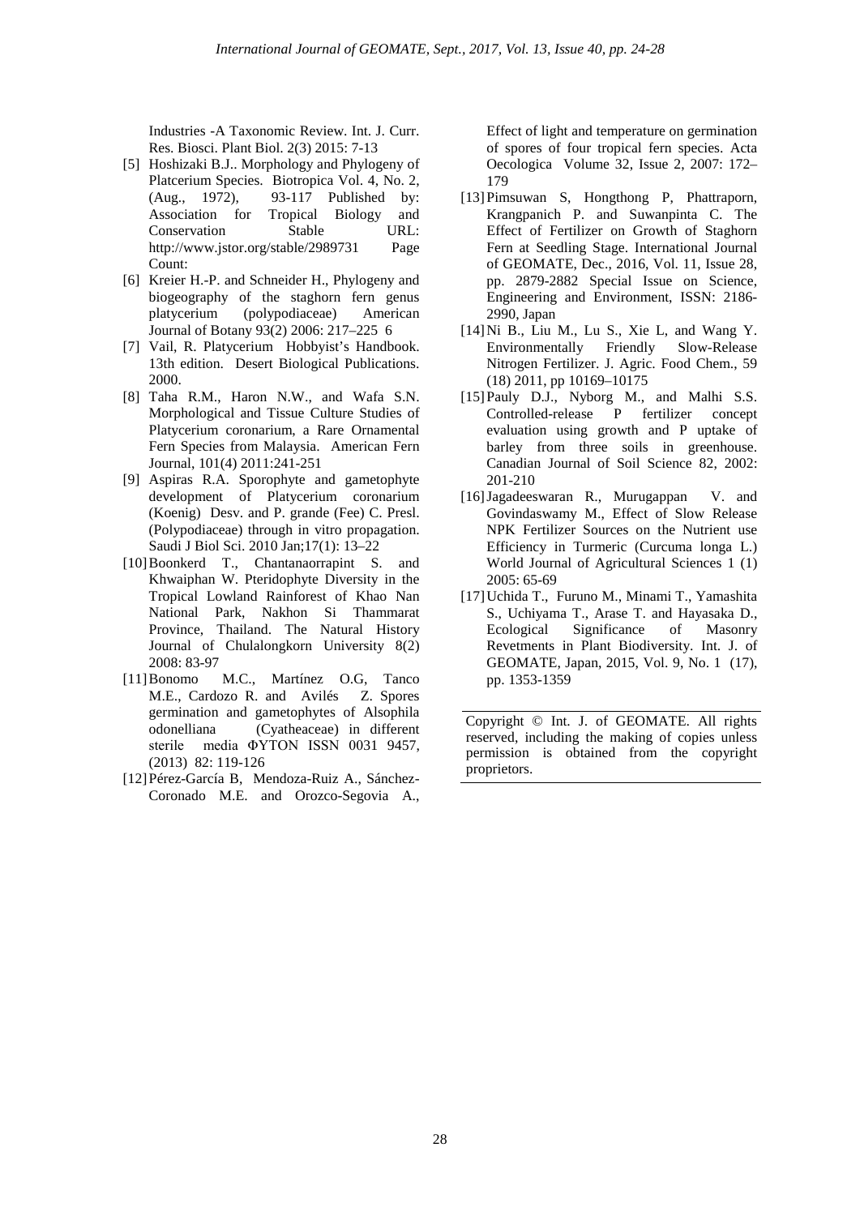Industries -A Taxonomic Review. Int. J. Curr. Res. Biosci. Plant Biol. 2(3) 2015: 7-13

[5] Hoshizaki B.J.. Morphology and Phylogeny of Platcerium Species. Biotropica Vol. 4, No. 2, (Aug., 1972), 93-117 Published by: Association for Tropical Biology and Conservation Stable URL: http://www.jstor.org/stable/2989731 Page Count:

[6] Kreier H.-P. and Schneider H., Phylogeny and biogeography of the staghorn fern genus platycerium (polypodiaceae) American Journal of Botany 93(2) 2006: 217–225 6

[7] Vail, R. Platycerium Hobbyist's Handbook. 13th edition. Desert Biological Publications. 2000.

[8] Taha R.M., Haron N.W., and Wafa S.N. Morphological and Tissue Culture Studies of Platycerium coronarium, a Rare Ornamental Fern Species from Malaysia. American Fern Journal, 101(4) 2011:241-251

[9] Aspiras R.A. Sporophyte and gametophyte development of Platycerium coronarium (Koenig) Desv. and P. grande (Fee) C. Presl. (Polypodiaceae) through in vitro propagation. Saudi J Biol Sci. 2010 Jan;17(1): 13–22

[10] Boonkerd T., Chantanaorrapint S. and Khwaiphan W. Pteridophyte Diversity in the Tropical Lowland Rainforest of Khao Nan National Park, Nakhon Si Thammarat Province, Thailand. The Natural History Journal of Chulalongkorn University 8(2) 2008: 83-97

[11] Bonomo M.C., Martínez O.G, Tanco M.E., Cardozo R. and Avilés Z. Spores germination and gametophytes of Alsophila odonelliana (Cyatheaceae) in different sterile media ΦYTON ISSN 0031 9457, (2013) 82: 119-126

[12] Pérez-García B, Mendoza-Ruiz A., Sánchez-Coronado M.E. and Orozco-Segovia A., Effect of light and temperature on germination of spores of four tropical fern species. Acta Oecologica Volume 32, Issue 2, 2007: 172–179

[13] Pimsuwan S, Hongthong P, Phattraporn, Krangpanich P. and Suwanpinta C. The Effect of Fertilizer on Growth of Staghorn Fern at Seedling Stage. International Journal of GEOMATE, Dec., 2016, Vol. 11, Issue 28, pp. 2879-2882 Special Issue on Science, Engineering and Environment, ISSN: 2186-2990, Japan

[14] Ni B., Liu M., Lu S., Xie L, and Wang Y. Environmentally Friendly Slow-Release Nitrogen Fertilizer. J. Agric. Food Chem., 59 (18) 2011, pp 10169–10175

[15] Pauly D.J., Nyborg M., and Malhi S.S. Controlled-release P fertilizer concept evaluation using growth and P uptake of barley from three soils in greenhouse. Canadian Journal of Soil Science 82, 2002: 201-210

[16] Jagadeeswaran R., Murugappan V. and Govindaswamy M., Effect of Slow Release NPK Fertilizer Sources on the Nutrient use Efficiency in Turmeric (Curcuma longa L.) World Journal of Agricultural Sciences 1 (1) 2005: 65-69

[17] Uchida T., Furuno M., Minami T., Yamashita S., Uchiyama T., Arase T. and Hayasaka D., Ecological Significance of Masonry Revetments in Plant Biodiversity. Int. J. of GEOMATE, Japan, 2015, Vol. 9, No. 1 (17), pp. 1353-1359

---

Copyright © Int. J. of GEOMATE. All rights reserved, including the making of copies unless permission is obtained from the copyright proprietors.

---